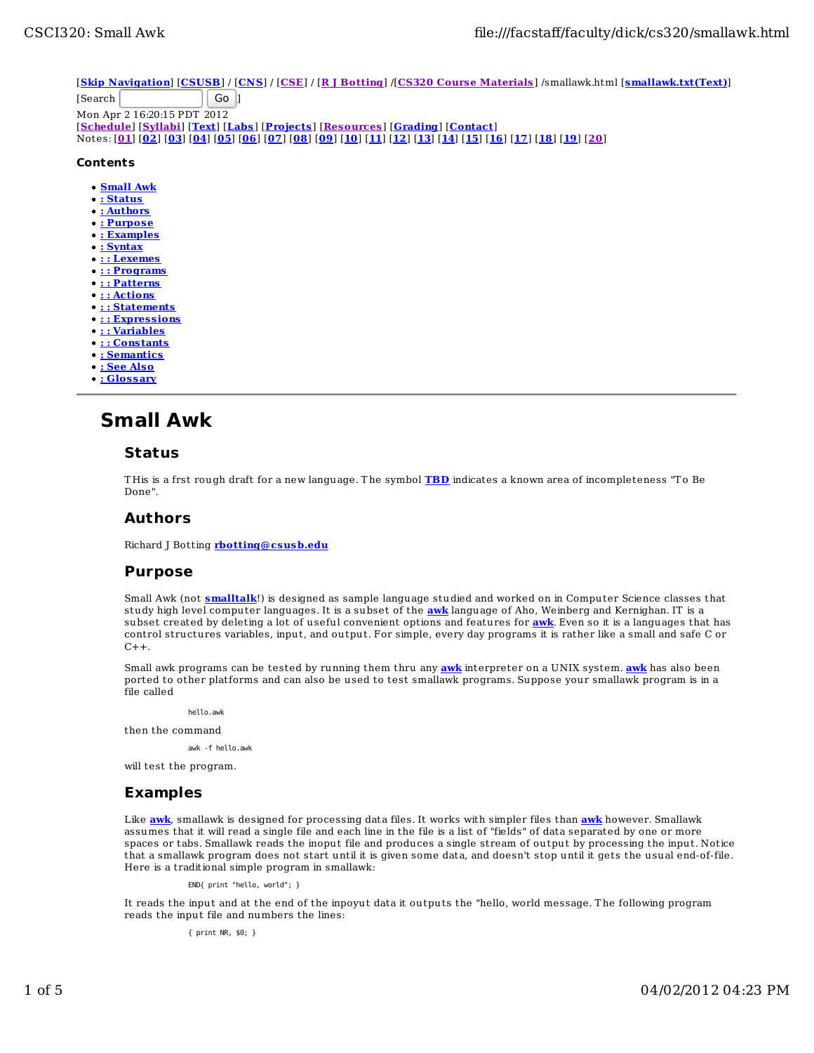[Skip Navigation] [CSUSB] / [CNS] / [CSE] / [R J Botting] /[CS320 Course Materials] /smallawk.html [smallawk.txt(Text)]
[Search  Go ]
Mon Apr 2 16:20:15 PDT 2012
[Schedule] [Syllabi] [Text] [Labs] [Projects] [Resources] [Grading] [Contact]
Notes: [01] [02] [03] [04] [05] [06] [07] [08] [09] [10] [11] [12] [13] [14] [15] [16] [17] [18] [19] [20]

**Contents**

- Small Awk
- : Status
- : Authors
- : Purpose
- : Examples
- : Syntax
- : : Lexemes
- : : Programs
- : : Patterns
- : : Actions
- : : Statements
- : : Expressions
- : : Variables
- : : Constants
- : Semantics
- : See Also
- : Glossary

---

# Small Awk

## Status

THis is a frst rough draft for a new language. The symbol **TBD** indicates a known area of incompleteness "To Be Done".

## Authors

Richard J Botting **rbotting@csusb.edu**

## Purpose

Small Awk (not **smalltalk**!) is designed as sample language studied and worked on in Computer Science classes that study high level computer languages. It is a subset of the **awk** language of Aho, Weinberg and Kernighan. IT is a subset created by deleting a lot of useful convenient options and features for **awk**. Even so it is a languages that has control structures variables, input, and output. For simple, every day programs it is rather like a small and safe C or C++.

Small awk programs can be tested by running them thru any **awk** interpreter on a UNIX system. **awk** has also been ported to other platforms and can also be used to test smallawk programs. Suppose your smallawk program is in a file called

```
hello.awk
```

then the command

```
awk -f hello.awk
```

will test the program.

## Examples

Like **awk**, smallawk is designed for processing data files. It works with simpler files than **awk** however. Smallawk assumes that it will read a single file and each line in the file is a list of "fields" of data separated by one or more spaces or tabs. Smallawk reads the inoput file and produces a single stream of output by processing the input. Notice that a smallawk program does not start until it is given some data, and doesn't stop until it gets the usual end-of-file. Here is a traditional simple program in smallawk:

```
END{ print "hello, world"; }
```

It reads the input and at the end of the inpoyut data it outputs the "hello, world message. The following program reads the input file and numbers the lines:

```
{ print NR, $0; }
```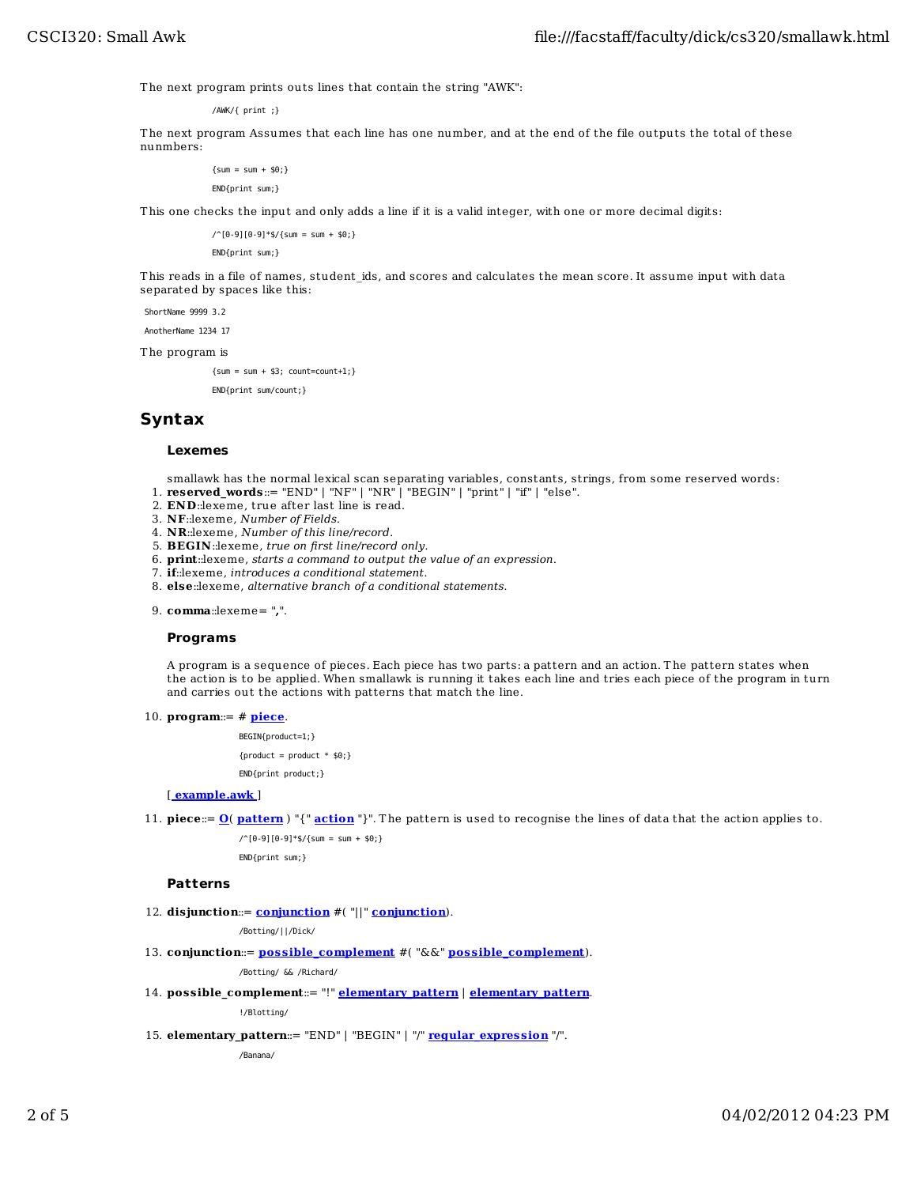The next program prints outs lines that contain the string "AWK":

```
/AWK/{ print ;}
```

The next program Assumes that each line has one number, and at the end of the file outputs the total of these nunmbers:

```
{sum = sum + $0;}

END{print sum;}
```

This one checks the input and only adds a line if it is a valid integer, with one or more decimal digits:

```
/^[0-9][0-9]*$/{sum = sum + $0;}

END{print sum;}
```

This reads in a file of names, student_ids, and scores and calculates the mean score. It assume input with data separated by spaces like this:

```
ShortName 9999 3.2

AnotherName 1234 17
```

The program is

```
{sum = sum + $3; count=count+1;}

END{print sum/count;}
```

## Syntax

### Lexemes

smallawk has the normal lexical scan separating variables, constants, strings, from some reserved words:

1. **reserved_words**::= "END" | "NF" | "NR" | "BEGIN" | "print" | "if" | "else".
2. **END**::lexeme, true after last line is read.
3. **NF**::lexeme, *Number of Fields.*
4. **NR**::lexeme, *Number of this line/record.*
5. **BEGIN**::lexeme, *true on first line/record only.*
6. **print**::lexeme, *starts a command to output the value of an expression.*
7. **if**::lexeme, *introduces a conditional statement.*
8. **else**::lexeme, *alternative branch of a conditional statements.*
9. **comma**::lexeme= **","**.

### Programs

A program is a sequence of pieces. Each piece has two parts: a pattern and an action. The pattern states when the action is to be applied. When smallawk is running it takes each line and tries each piece of the program in turn and carries out the actions with patterns that match the line.

10. **program**::= # **piece**.

```
BEGIN{product=1;}

{product = product * $0;}

END{print product;}
```

[ **example.awk** ]

11. **piece**::= **O**( **pattern** ) "{" **action** "}". The pattern is used to recognise the lines of data that the action applies to.

```
/^[0-9][0-9]*$/{sum = sum + $0;}

END{print sum;}
```

### Patterns

12. **disjunction**::= **conjunction** #( "||" **conjunction**).

```
/Botting/||/Dick/
```

13. **conjunction**::= **possible_complement** #( "&&" **possible_complement**).

```
/Botting/ && /Richard/
```

14. **possible_complement**::= "!" **elementary_pattern** | **elementary_pattern**.

```
!/Blotting/
```

15. **elementary_pattern**::= "END" | "BEGIN" | "/" **regular_expression** "/".

```
/Banana/
```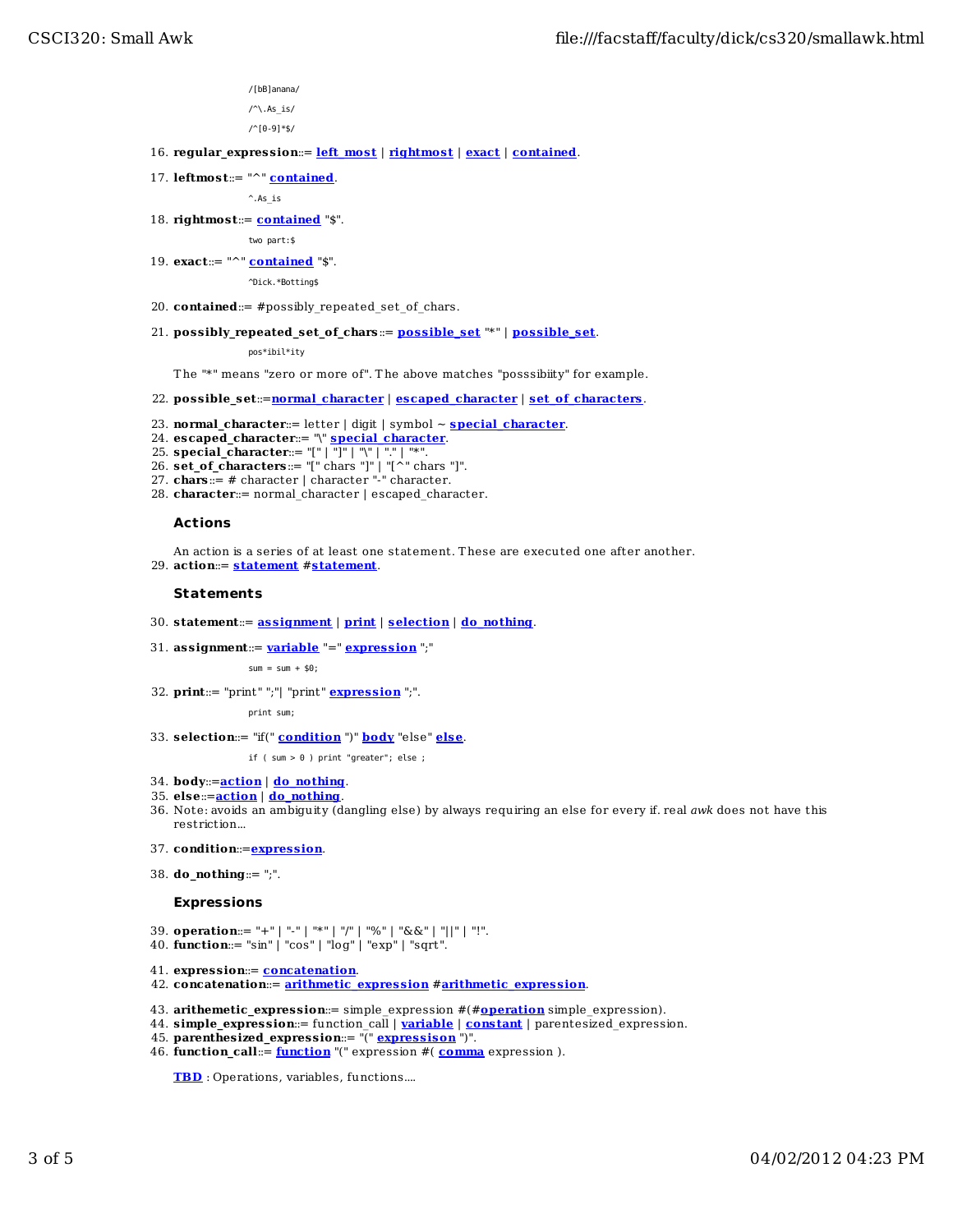```
/[bB]anana/
/^\.As_is/
/^[0-9]*$/
```

16. **regular_expression**::= **left_most** | **rightmost** | **exact** | **contained**.
17. **leftmost**::= "^" **contained**.

```
^.As_is
```

18. **rightmost**::= **contained** "$".

```
two part:$
```

19. **exact**::= "^" **contained** "$".

```
^Dick.*Botting$
```

20. **contained**::= #possibly_repeated_set_of_chars.
21. **possibly_repeated_set_of_chars**::= **possible_set** "*" | **possible_set**.

```
pos*ibil*ity
```

The "*" means "zero or more of". The above matches "posssibiity" for example.

22. **possible_set**::=**normal_character** | **escaped_character** | **set_of_characters**.
23. **normal_character**::= letter | digit | symbol ~ **special_character**.
24. **escaped_character**::= "\" **special_character**.
25. **special_character**::= "[" | "]" | "\" | "." | "*".
26. **set_of_characters**::= "[" chars "]" | "[^" chars "]".
27. **chars**::= # character | character "-" character.
28. **character**::= normal_character | escaped_character.

### Actions

An action is a series of at least one statement. These are executed one after another.

29. **action**::= **statement** #**statement**.

### Statements

30. **statement**::= **assignment** | **print** | **selection** | **do_nothing**.
31. **assignment**::= **variable** "=" **expression** ";"

```
sum = sum + $0;
```

32. **print**::= "print" ";"| "print" **expression** ";".

```
print sum;
```

33. **selection**::= "if(" **condition** ")" **body** "else" **else**.

```
if ( sum > 0 ) print "greater"; else ;
```

34. **body**::=**action** | **do_nothing**.
35. **else**::=**action** | **do_nothing**.
36. Note: avoids an ambiguity (dangling else) by always requiring an else for every if. real *awk* does not have this restriction...
37. **condition**::=**expression**.
38. **do_nothing**::= ";".

### Expressions

39. **operation**::= "+" | "-" | "*" | "/" | "%" | "&&" | "||" | "!".
40. **function**::= "sin" | "cos" | "log" | "exp" | "sqrt".
41. **expression**::= **concatenation**.
42. **concatenation**::= **arithmetic_expression** #**arithmetic_expression**.
43. **arithemetic_expression**::= simple_expression #(#**operation** simple_expression).
44. **simple_expression**::= function_call | **variable** | **constant** | parentesized_expression.
45. **parenthesized_expression**::= "(" **expressison** ")".
46. **function_call**::= **function** "(" expression #( **comma** expression ).

**TBD** : Operations, variables, functions....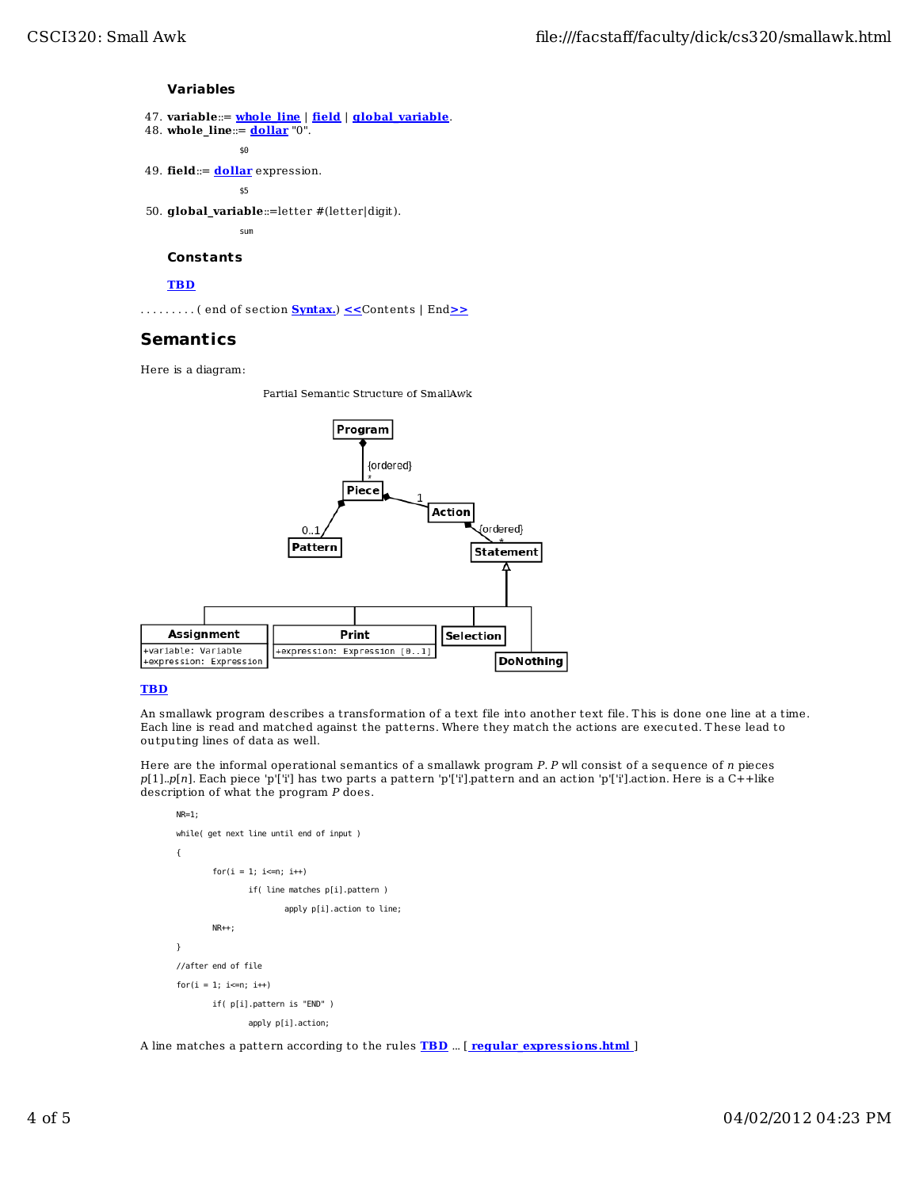### Variables

47. **variable**::= **whole_line** | **field** | **global_variable**.
48. **whole_line**::= **dollar** "0".

    ```
    $0
    ```

49. **field**::= **dollar** expression.

    ```
    $5
    ```

50. **global_variable**::=letter #(letter|digit).

    ```
    sum
    ```

### Constants

**TBD**

. . . . . . . . . ( end of section **Syntax.**) **<<**Contents | End**>>**

## Semantics

Here is a diagram:

Partial Semantic Structure of SmallAwk

**TBD**

An smallawk program describes a transformation of a text file into another text file. This is done one line at a time. Each line is read and matched against the patterns. Where they match the actions are executed. These lead to outputing lines of data as well.

Here are the informal operational semantics of a smallawk program *P*. *P* wll consist of a sequence of *n* pieces *p*[1]..*p*[*n*]. Each piece 'p'['i'] has two parts a pattern 'p'['i'].pattern and an action 'p'['i'].action. Here is a C++like description of what the program *P* does.

```
NR=1;

while( get next line until end of input )

{

        for(i = 1; i<=n; i++)

                if( line matches p[i].pattern )

                        apply p[i].action to line;

        NR++;

}

//after end of file

for(i = 1; i<=n; i++)

        if( p[i].pattern is "END" )

                apply p[i].action;
```

A line matches a pattern according to the rules **TBD** ... [ **regular_expressions.html** ]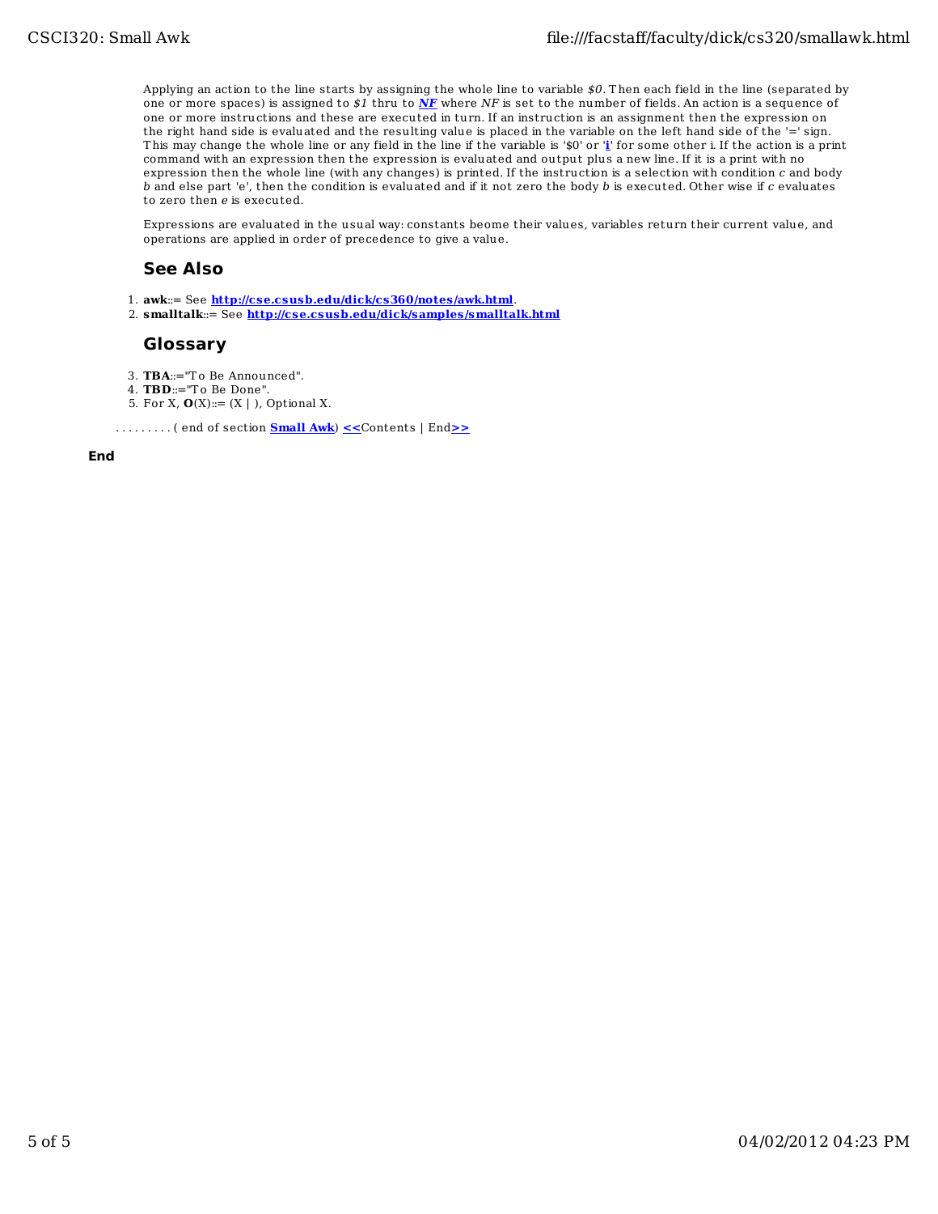Applying an action to the line starts by assigning the whole line to variable *$0*. Then each field in the line (separated by one or more spaces) is assigned to *$1* thru to ***NF*** where *NF* is set to the number of fields. An action is a sequence of one or more instructions and these are executed in turn. If an instruction is an assignment then the expression on the right hand side is evaluated and the resulting value is placed in the variable on the left hand side of the '=' sign. This may change the whole line or any field in the line if the variable is '$0' or '**i**' for some other i. If the action is a print command with an expression then the expression is evaluated and output plus a new line. If it is a print with no expression then the whole line (with any changes) is printed. If the instruction is a selection with condition *c* and body *b* and else part 'e', then the condition is evaluated and if it not zero the body *b* is executed. Other wise if *c* evaluates to zero then *e* is executed.

Expressions are evaluated in the usual way: constants beome their values, variables return their current value, and operations are applied in order of precedence to give a value.

## See Also

1. **awk**::= See **http://cse.csusb.edu/dick/cs360/notes/awk.html**.
2. **smalltalk**::= See **http://cse.csusb.edu/dick/samples/smalltalk.html**

## Glossary

3. **TBA**::="To Be Announced".
4. **TBD**::="To Be Done".
5. For X, **O**(X)::= (X | ), Optional X.

. . . . . . . . . ( end of section **Small Awk**) **<<**Contents | End**>>**

**End**